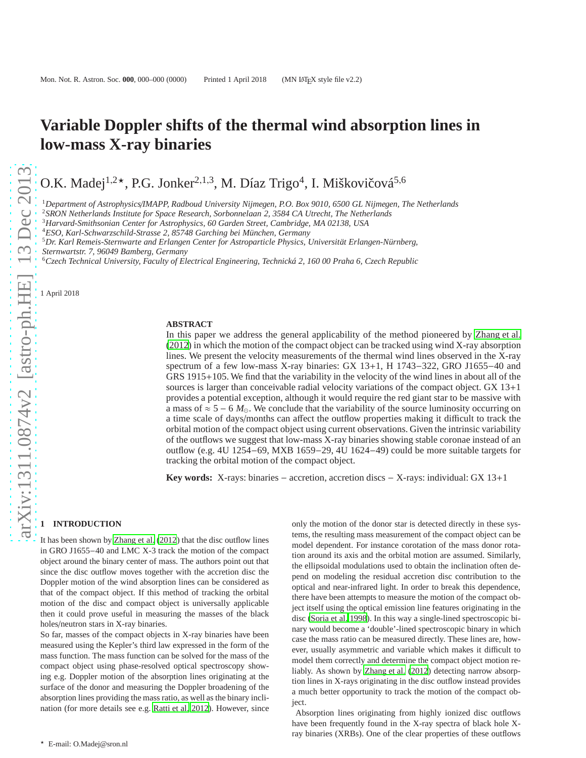# Variable Doppler shifts of the thermal wind absorption lines in low-mass X-ray binaries

O.K. Madej[1,2]⋆, P.G. Jonker[2,1,3], M. Díaz Trigo[4], I. Miškovičová[5,6]

[1]Department of Astrophysics/IMAPP, Radboud University Nijmegen, P.O. Box 9010, 6500 GL Nijmegen, The Netherlands
[2]SRON Netherlands Institute for Space Research, Sorbonnelaan 2, 3584 CA Utrecht, The Netherlands
[3]Harvard-Smithsonian Center for Astrophysics, 60 Garden Street, Cambridge, MA 02138, USA
[4]ESO, Karl-Schwarzschild-Strasse 2, 85748 Garching bei München, Germany
[5]Dr. Karl Remeis-Sternwarte and Erlangen Center for Astroparticle Physics, Universität Erlangen-Nürnberg, Sternwartstr. 7, 96049 Bamberg, Germany
[6]Czech Technical University, Faculty of Electrical Engineering, Technická 2, 160 00 Praha 6, Czech Republic

1 April 2018

## ABSTRACT

In this paper we address the general applicability of the method pioneered by Zhang et al. (2012) in which the motion of the compact object can be tracked using wind X-ray absorption lines. We present the velocity measurements of the thermal wind lines observed in the X-ray spectrum of a few low-mass X-ray binaries: GX 13+1, H 1743−322, GRO J1655−40 and GRS 1915+105. We find that the variability in the velocity of the wind lines in about all of the sources is larger than conceivable radial velocity variations of the compact object. GX 13+1 provides a potential exception, although it would require the red giant star to be massive with a mass of $\approx 5-6\ M_{\odot}$. We conclude that the variability of the source luminosity occurring on a time scale of days/months can affect the outflow properties making it difficult to track the orbital motion of the compact object using current observations. Given the intrinsic variability of the outflows we suggest that low-mass X-ray binaries showing stable coronae instead of an outflow (e.g. 4U 1254−69, MXB 1659−29, 4U 1624−49) could be more suitable targets for tracking the orbital motion of the compact object.

**Key words:** X-rays: binaries − accretion, accretion discs − X-rays: individual: GX 13+1

## 1 INTRODUCTION

It has been shown by Zhang et al. (2012) that the disc outflow lines in GRO J1655−40 and LMC X-3 track the motion of the compact object around the binary center of mass. The authors point out that since the disc outflow moves together with the accretion disc the Doppler motion of the wind absorption lines can be considered as that of the compact object. If this method of tracking the orbital motion of the disc and compact object is universally applicable then it could prove useful in measuring the masses of the black holes/neutron stars in X-ray binaries.

So far, masses of the compact objects in X-ray binaries have been measured using the Kepler's third law expressed in the form of the mass function. The mass function can be solved for the mass of the compact object using phase-resolved optical spectroscopy showing e.g. Doppler motion of the absorption lines originating at the surface of the donor and measuring the Doppler broadening of the absorption lines providing the mass ratio, as well as the binary inclination (for more details see e.g. Ratti et al. 2012). However, since only the motion of the donor star is detected directly in these systems, the resulting mass measurement of the compact object can be model dependent. For instance corotation of the mass donor rotation around its axis and the orbital motion are assumed. Similarly, the ellipsoidal modulations used to obtain the inclination often depend on modeling the residual accretion disc contribution to the optical and near-infrared light. In order to break this dependence, there have been attempts to measure the motion of the compact object itself using the optical emission line features originating in the disc (Soria et al. 1998). In this way a single-lined spectroscopic binary would become a 'double'-lined spectroscopic binary in which case the mass ratio can be measured directly. These lines are, however, usually asymmetric and variable which makes it difficult to model them correctly and determine the compact object motion reliably. As shown by Zhang et al. (2012) detecting narrow absorption lines in X-rays originating in the disc outflow instead provides a much better opportunity to track the motion of the compact object.

Absorption lines originating from highly ionized disc outflows have been frequently found in the X-ray spectra of black hole X-ray binaries (XRBs). One of the clear properties of these outflows

⋆ E-mail: O.Madej@sron.nl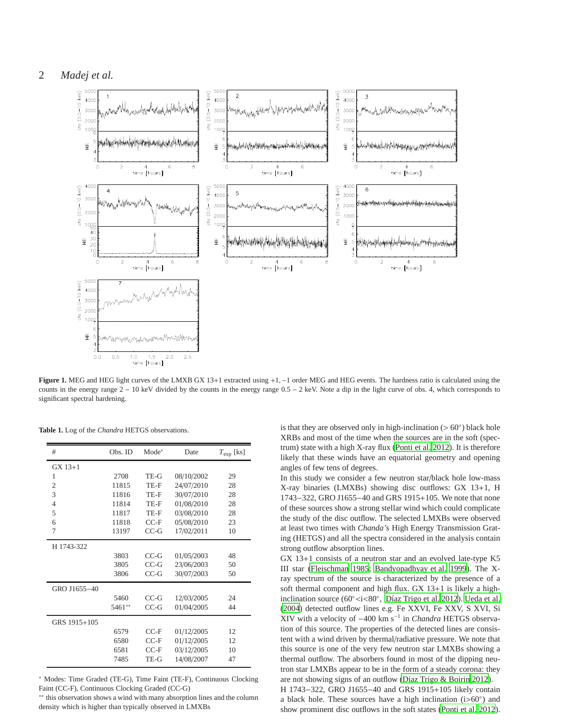**Figure 1.** MEG and HEG light curves of the LMXB GX 13+1 extracted using +1, −1 order MEG and HEG events. The hardness ratio is calculated using the counts in the energy range 2 – 10 keV divided by the counts in the energy range 0.5 – 2 keV. Note a dip in the light curve of obs. 4, which corresponds to significant spectral hardening.

**Table 1.** Log of the *Chandra* HETGS observations.

| # | Obs. ID | Mode* | Date | $T_{\rm exp}$ [ks] |
|---|---|---|---|---|
| GX 13+1 | | | | |
| 1 | 2708 | TE-G | 08/10/2002 | 29 |
| 2 | 11815 | TE-F | 24/07/2010 | 28 |
| 3 | 11816 | TE-F | 30/07/2010 | 28 |
| 4 | 11814 | TE-F | 01/08/2010 | 28 |
| 5 | 11817 | TE-F | 03/08/2010 | 28 |
| 6 | 11818 | CC-F | 05/08/2010 | 23 |
| 7 | 13197 | CC-G | 17/02/2011 | 10 |
| H 1743-322 | | | | |
| | 3803 | CC-G | 01/05/2003 | 48 |
| | 3805 | CC-G | 23/06/2003 | 50 |
| | 3806 | CC-G | 30/07/2003 | 50 |
| GRO J1655−40 | | | | |
| | 5460 | CC-G | 12/03/2005 | 24 |
| | 5461** | CC-G | 01/04/2005 | 44 |
| GRS 1915+105 | | | | |
| | 6579 | CC-F | 01/12/2005 | 12 |
| | 6580 | CC-F | 01/12/2005 | 12 |
| | 6581 | CC-F | 03/12/2005 | 10 |
| | 7485 | TE-G | 14/08/2007 | 47 |

* Modes: Time Graded (TE-G), Time Faint (TE-F), Continuous Clocking Faint (CC-F), Continuous Clocking Graded (CC-G)

** this observation shows a wind with many absorption lines and the column density which is higher than typically observed in LMXBs

is that they are observed only in high-inclination ($> 60°$) black hole XRBs and most of the time when the sources are in the soft (spectrum) state with a high X-ray flux (Ponti et al. 2012). It is therefore likely that these winds have an equatorial geometry and opening angles of few tens of degrees.

In this study we consider a few neutron star/black hole low-mass X-ray binaries (LMXBs) showing disc outflows: GX 13+1, H 1743−322, GRO J1655−40 and GRS 1915+105. We note that none of these sources show a strong stellar wind which could complicate the study of the disc outflow. The selected LMXBs were observed at least two times with *Chanda's* High Energy Transmission Grating (HETGS) and all the spectra considered in the analysis contain strong outflow absorption lines.

GX 13+1 consists of a neutron star and an evolved late-type K5 III star (Fleischman 1985; Bandyopadhyay et al. 1999). The X-ray spectrum of the source is characterized by the presence of a soft thermal component and high flux. GX 13+1 is likely a high-inclination source ($60° < i < 80°$, Díaz Trigo et al. 2012). Ueda et al. (2004) detected outflow lines e.g. Fe XXVI, Fe XXV, S XVI, Si XIV with a velocity of $-400$ km s$^{-1}$ in *Chandra* HETGS observation of this source. The properties of the detected lines are consistent with a wind driven by thermal/radiative pressure. We note that this source is one of the very few neutron star LMXBs showing a thermal outflow. The absorbers found in most of the dipping neutron star LMXBs appear to be in the form of a steady corona: they are not showing signs of an outflow (Diaz Trigo & Boirin 2012).

H 1743−322, GRO J1655−40 and GRS 1915+105 likely contain a black hole. These sources have a high inclination ($i > 60°$) and show prominent disc outflows in the soft states (Ponti et al. 2012).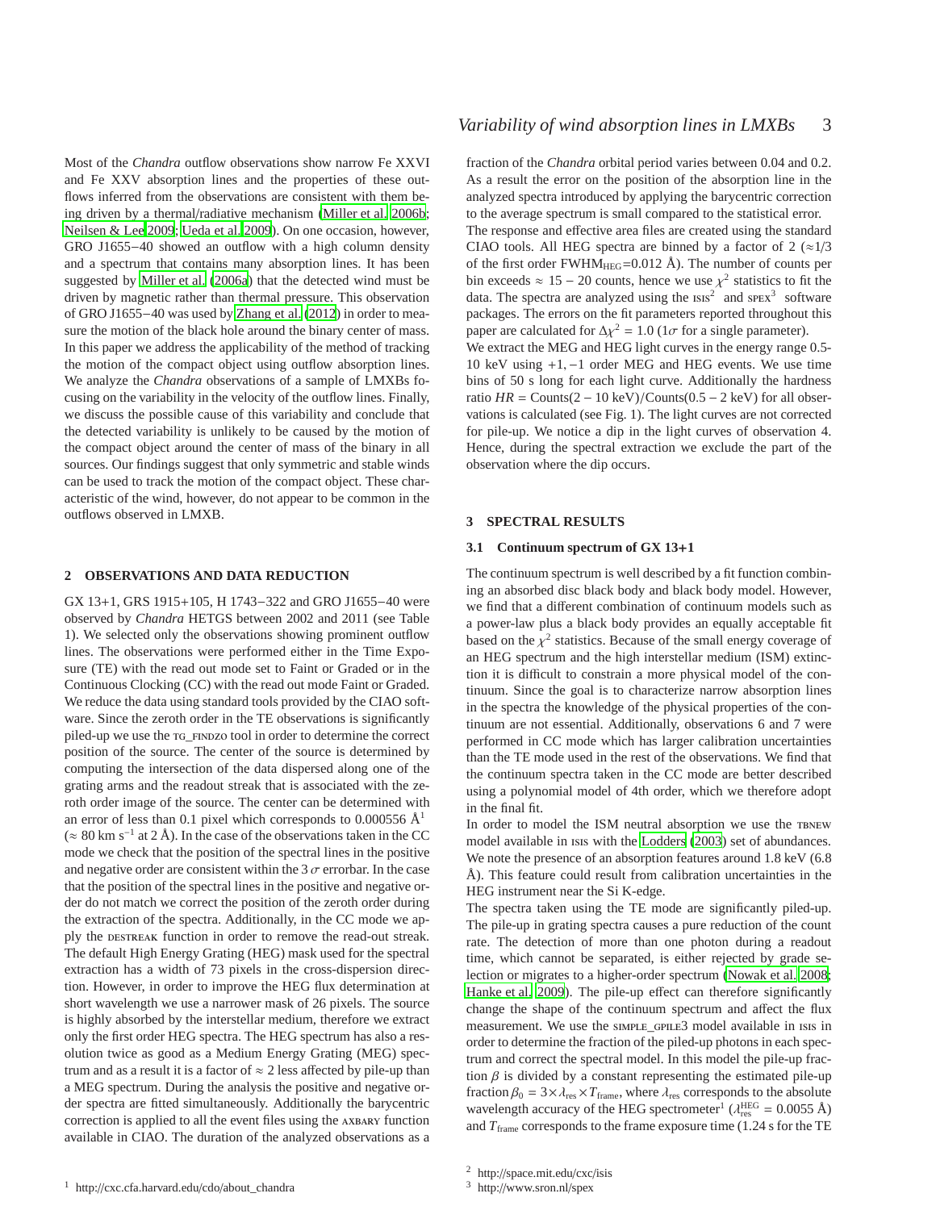Most of the *Chandra* outflow observations show narrow Fe XXVI and Fe XXV absorption lines and the properties of these outflows inferred from the observations are consistent with them being driven by a thermal/radiative mechanism (Miller et al. 2006b; Neilsen & Lee 2009; Ueda et al. 2009). On one occasion, however, GRO J1655−40 showed an outflow with a high column density and a spectrum that contains many absorption lines. It has been suggested by Miller et al. (2006a) that the detected wind must be driven by magnetic rather than thermal pressure. This observation of GRO J1655−40 was used by Zhang et al. (2012) in order to measure the motion of the black hole around the binary center of mass. In this paper we address the applicability of the method of tracking the motion of the compact object using outflow absorption lines. We analyze the *Chandra* observations of a sample of LMXBs focusing on the variability in the velocity of the outflow lines. Finally, we discuss the possible cause of this variability and conclude that the detected variability is unlikely to be caused by the motion of the compact object around the center of mass of the binary in all sources. Our findings suggest that only symmetric and stable winds can be used to track the motion of the compact object. These characteristic of the wind, however, do not appear to be common in the outflows observed in LMXB.

## 2 OBSERVATIONS AND DATA REDUCTION

GX 13+1, GRS 1915+105, H 1743−322 and GRO J1655−40 were observed by *Chandra* HETGS between 2002 and 2011 (see Table 1). We selected only the observations showing prominent outflow lines. The observations were performed either in the Time Exposure (TE) with the read out mode set to Faint or Graded or in the Continuous Clocking (CC) with the read out mode Faint or Graded. We reduce the data using standard tools provided by the CIAO software. Since the zeroth order in the TE observations is significantly piled-up we use the TG_FINDZO tool in order to determine the correct position of the source. The center of the source is determined by computing the intersection of the data dispersed along one of the grating arms and the readout streak that is associated with the zeroth order image of the source. The center can be determined with an error of less than 0.1 pixel which corresponds to 0.000556 Å[1] (≈ 80 km s$^{-1}$ at 2 Å). In the case of the observations taken in the CC mode we check that the position of the spectral lines in the positive and negative order are consistent within the 3 $\sigma$ errorbar. In the case that the position of the spectral lines in the positive and negative order do not match we correct the position of the zeroth order during the extraction of the spectra. Additionally, in the CC mode we apply the DESTREAK function in order to remove the read-out streak. The default High Energy Grating (HEG) mask used for the spectral extraction has a width of 73 pixels in the cross-dispersion direction. However, in order to improve the HEG flux determination at short wavelength we use a narrower mask of 26 pixels. The source is highly absorbed by the interstellar medium, therefore we extract only the first order HEG spectra. The HEG spectrum has also a resolution twice as good as a Medium Energy Grating (MEG) spectrum and as a result it is a factor of ≈ 2 less affected by pile-up than a MEG spectrum. During the analysis the positive and negative order spectra are fitted simultaneously. Additionally the barycentric correction is applied to all the event files using the AXBARY function available in CIAO. The duration of the analyzed observations as a fraction of the *Chandra* orbital period varies between 0.04 and 0.2. As a result the error on the position of the absorption line in the analyzed spectra introduced by applying the barycentric correction to the average spectrum is small compared to the statistical error.

The response and effective area files are created using the standard CIAO tools. All HEG spectra are binned by a factor of 2 (≈1/3 of the first order FWHM$_{\rm HEG}$=0.012 Å). The number of counts per bin exceeds ≈ 15 − 20 counts, hence we use $\chi^2$ statistics to fit the data. The spectra are analyzed using the ISIS[2] and SPEX[3] software packages. The errors on the fit parameters reported throughout this paper are calculated for $\Delta\chi^2 = 1.0$ (1$\sigma$ for a single parameter).

We extract the MEG and HEG light curves in the energy range 0.5-10 keV using +1, −1 order MEG and HEG events. We use time bins of 50 s long for each light curve. Additionally the hardness ratio $HR$ = Counts(2 − 10 keV)/Counts(0.5 − 2 keV) for all observations is calculated (see Fig. 1). The light curves are not corrected for pile-up. We notice a dip in the light curves of observation 4. Hence, during the spectral extraction we exclude the part of the observation where the dip occurs.

## 3 SPECTRAL RESULTS

### 3.1 Continuum spectrum of GX 13+1

The continuum spectrum is well described by a fit function combining an absorbed disc black body and black body model. However, we find that a different combination of continuum models such as a power-law plus a black body provides an equally acceptable fit based on the $\chi^2$ statistics. Because of the small energy coverage of an HEG spectrum and the high interstellar medium (ISM) extinction it is difficult to constrain a more physical model of the continuum. Since the goal is to characterize narrow absorption lines in the spectra the knowledge of the physical properties of the continuum are not essential. Additionally, observations 6 and 7 were performed in CC mode which has larger calibration uncertainties than the TE mode used in the rest of the observations. We find that the continuum spectra taken in the CC mode are better described using a polynomial model of 4th order, which we therefore adopt in the final fit.

In order to model the ISM neutral absorption we use the TBNEW model available in ISIS with the Lodders (2003) set of abundances. We note the presence of an absorption features around 1.8 keV (6.8 Å). This feature could result from calibration uncertainties in the HEG instrument near the Si K-edge.

The spectra taken using the TE mode are significantly piled-up. The pile-up in grating spectra causes a pure reduction of the count rate. The detection of more than one photon during a readout time, which cannot be separated, is either rejected by grade selection or migrates to a higher-order spectrum (Nowak et al. 2008; Hanke et al. 2009). The pile-up effect can therefore significantly change the shape of the continuum spectrum and affect the flux measurement. We use the SIMPLE_GPILE3 model available in ISIS in order to determine the fraction of the piled-up photons in each spectrum and correct the spectral model. In this model the pile-up fraction $\beta$ is divided by a constant representing the estimated pile-up fraction $\beta_0 = 3\times\lambda_{\rm res}\times T_{\rm frame}$, where $\lambda_{\rm res}$ corresponds to the absolute wavelength accuracy of the HEG spectrometer[1] ($\lambda^{\rm HEG}_{\rm res}$ = 0.0055 Å) and $T_{\rm frame}$ corresponds to the frame exposure time (1.24 s for the TE

[1] http://cxc.cfa.harvard.edu/cdo/about_chandra

[2] http://space.mit.edu/cxc/isis

[3] http://www.sron.nl/spex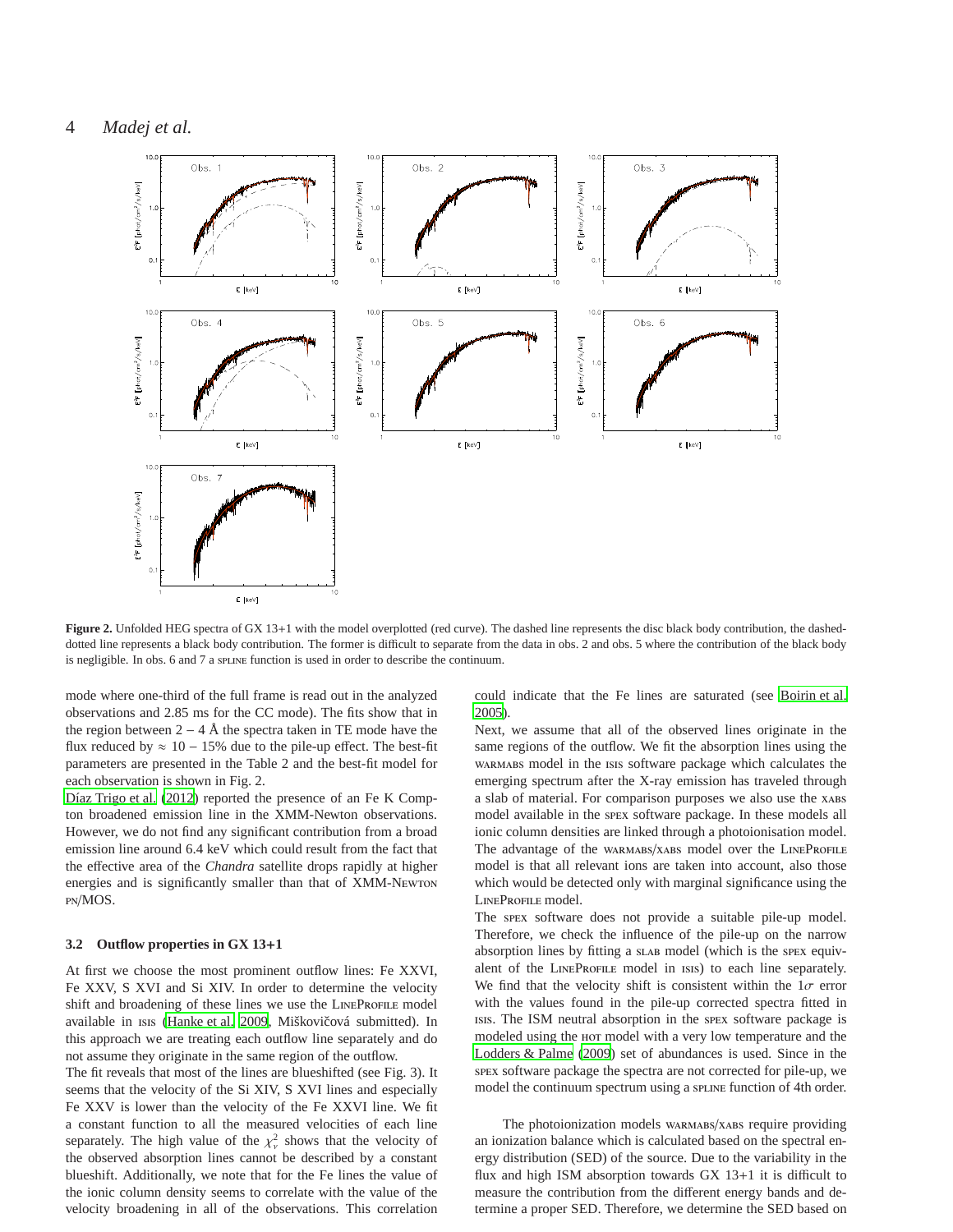**Figure 2.** Unfolded HEG spectra of GX 13+1 with the model overplotted (red curve). The dashed line represents the disc black body contribution, the dashed-dotted line represents a black body contribution. The former is difficult to separate from the data in obs. 2 and obs. 5 where the contribution of the black body is negligible. In obs. 6 and 7 a SPLINE function is used in order to describe the continuum.

mode where one-third of the full frame is read out in the analyzed observations and 2.85 ms for the CC mode). The fits show that in the region between 2 – 4 Å the spectra taken in TE mode have the flux reduced by ≈ 10 – 15% due to the pile-up effect. The best-fit parameters are presented in the Table 2 and the best-fit model for each observation is shown in Fig. 2.

Díaz Trigo et al. (2012) reported the presence of an Fe K Compton broadened emission line in the XMM-Newton observations. However, we do not find any significant contribution from a broad emission line around 6.4 keV which could result from the fact that the effective area of the *Chandra* satellite drops rapidly at higher energies and is significantly smaller than that of XMM-NEWTON PN/MOS.

### 3.2 Outflow properties in GX 13+1

At first we choose the most prominent outflow lines: Fe XXVI, Fe XXV, S XVI and Si XIV. In order to determine the velocity shift and broadening of these lines we use the LINEPROFILE model available in ISIS (Hanke et al. 2009, Miškovičová submitted). In this approach we are treating each outflow line separately and do not assume they originate in the same region of the outflow.

The fit reveals that most of the lines are blueshifted (see Fig. 3). It seems that the velocity of the Si XIV, S XVI lines and especially Fe XXV is lower than the velocity of the Fe XXVI line. We fit a constant function to all the measured velocities of each line separately. The high value of the $\chi^2_\nu$ shows that the velocity of the observed absorption lines cannot be described by a constant blueshift. Additionally, we note that for the Fe lines the value of the ionic column density seems to correlate with the value of the velocity broadening in all of the observations. This correlation could indicate that the Fe lines are saturated (see Boirin et al. 2005).

Next, we assume that all of the observed lines originate in the same regions of the outflow. We fit the absorption lines using the WARMABS model in the ISIS software package which calculates the emerging spectrum after the X-ray emission has traveled through a slab of material. For comparison purposes we also use the XABS model available in the SPEX software package. In these models all ionic column densities are linked through a photoionisation model. The advantage of the WARMABS/XABS model over the LINEPROFILE model is that all relevant ions are taken into account, also those which would be detected only with marginal significance using the LINEPROFILE model.

The SPEX software does not provide a suitable pile-up model. Therefore, we check the influence of the pile-up on the narrow absorption lines by fitting a SLAB model (which is the SPEX equivalent of the LINEPROFILE model in ISIS) to each line separately. We find that the velocity shift is consistent within the 1$\sigma$ error with the values found in the pile-up corrected spectra fitted in ISIS. The ISM neutral absorption in the SPEX software package is modeled using the HOT model with a very low temperature and the Lodders & Palme (2009) set of abundances is used. Since in the SPEX software package the spectra are not corrected for pile-up, we model the continuum spectrum using a SPLINE function of 4th order.

The photoionization models WARMABS/XABS require providing an ionization balance which is calculated based on the spectral energy distribution (SED) of the source. Due to the variability in the flux and high ISM absorption towards GX 13+1 it is difficult to measure the contribution from the different energy bands and determine a proper SED. Therefore, we determine the SED based on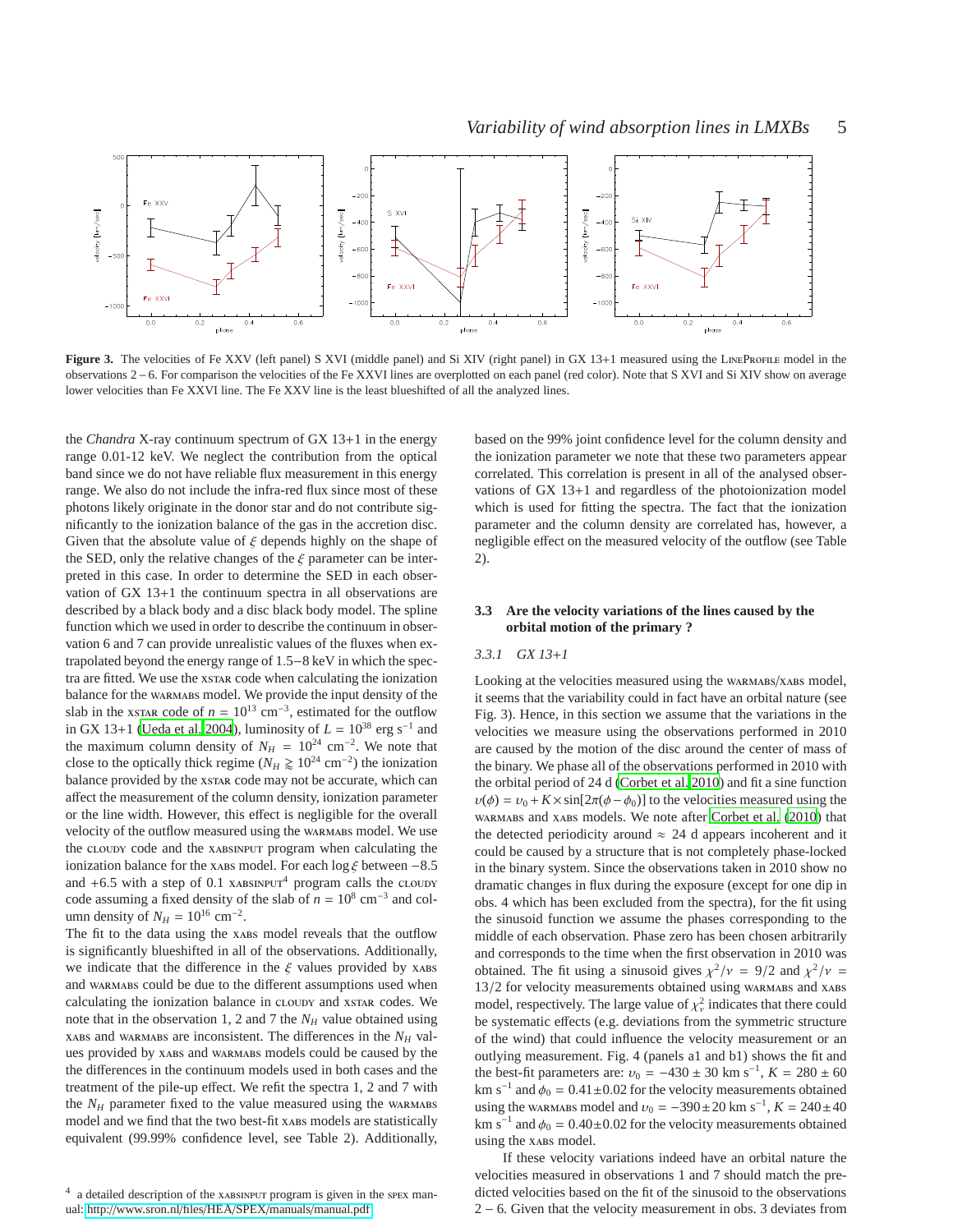**Figure 3.** The velocities of Fe XXV (left panel) S XVI (middle panel) and Si XIV (right panel) in GX 13+1 measured using the LineProfile model in the observations 2 – 6. For comparison the velocities of the Fe XXVI lines are overplotted on each panel (red color). Note that S XVI and Si XIV show on average lower velocities than Fe XXVI line. The Fe XXV line is the least blueshifted of all the analyzed lines.

the *Chandra* X-ray continuum spectrum of GX 13+1 in the energy range 0.01-12 keV. We neglect the contribution from the optical band since we do not have reliable flux measurement in this energy range. We also do not include the infra-red flux since most of these photons likely originate in the donor star and do not contribute significantly to the ionization balance of the gas in the accretion disc. Given that the absolute value of $\xi$ depends highly on the shape of the SED, only the relative changes of the $\xi$ parameter can be interpreted in this case. In order to determine the SED in each observation of GX 13+1 the continuum spectra in all observations are described by a black body and a disc black body model. The spline function which we used in order to describe the continuum in observation 6 and 7 can provide unrealistic values of the fluxes when extrapolated beyond the energy range of 1.5−8 keV in which the spectra are fitted. We use the xstar code when calculating the ionization balance for the warmabs model. We provide the input density of the slab in the xstar code of $n = 10^{13}$ cm$^{-3}$, estimated for the outflow in GX 13+1 (Ueda et al. 2004), luminosity of $L = 10^{38}$ erg s$^{-1}$ and the maximum column density of $N_H = 10^{24}$ cm$^{-2}$. We note that close to the optically thick regime ($N_H \gtrsim 10^{24}$ cm$^{-2}$) the ionization balance provided by the xstar code may not be accurate, which can affect the measurement of the column density, ionization parameter or the line width. However, this effect is negligible for the overall velocity of the outflow measured using the warmabs model. We use the cloudy code and the xabsinput program when calculating the ionization balance for the xabs model. For each $\log \xi$ between −8.5 and +6.5 with a step of 0.1 xabsinput[4] program calls the cloudy code assuming a fixed density of the slab of $n = 10^8$ cm$^{-3}$ and column density of $N_H = 10^{16}$ cm$^{-2}$.

The fit to the data using the xabs model reveals that the outflow is significantly blueshifted in all of the observations. Additionally, we indicate that the difference in the $\xi$ values provided by xabs and warmabs could be due to the different assumptions used when calculating the ionization balance in cloudy and xstar codes. We note that in the observation 1, 2 and 7 the $N_H$ value obtained using xabs and warmabs are inconsistent. The differences in the $N_H$ values provided by xabs and warmabs models could be caused by the the differences in the continuum models used in both cases and the treatment of the pile-up effect. We refit the spectra 1, 2 and 7 with the $N_H$ parameter fixed to the value measured using the warmabs model and we find that the two best-fit xabs models are statistically equivalent (99.99% confidence level, see Table 2). Additionally, based on the 99% joint confidence level for the column density and the ionization parameter we note that these two parameters appear correlated. This correlation is present in all of the analysed observations of GX 13+1 and regardless of the photoionization model which is used for fitting the spectra. The fact that the ionization parameter and the column density are correlated has, however, a negligible effect on the measured velocity of the outflow (see Table 2).

### 3.3 Are the velocity variations of the lines caused by the orbital motion of the primary ?

#### *3.3.1 GX 13+1*

Looking at the velocities measured using the warmabs/xabs model, it seems that the variability could in fact have an orbital nature (see Fig. 3). Hence, in this section we assume that the variations in the velocities we measure using the observations performed in 2010 are caused by the motion of the disc around the center of mass of the binary. We phase all of the observations performed in 2010 with the orbital period of 24 d (Corbet et al. 2010) and fit a sine function $\upsilon(\phi) = \upsilon_0 + K \times \sin[2\pi(\phi - \phi_0)]$ to the velocities measured using the warmabs and xabs models. We note after Corbet et al. (2010) that the detected periodicity around ≈ 24 d appears incoherent and it could be caused by a structure that is not completely phase-locked in the binary system. Since the observations taken in 2010 show no dramatic changes in flux during the exposure (except for one dip in obs. 4 which has been excluded from the spectra), for the fit using the sinusoid function we assume the phases corresponding to the middle of each observation. Phase zero has been chosen arbitrarily and corresponds to the time when the first observation in 2010 was obtained. The fit using a sinusoid gives $\chi^2/\nu = 9/2$ and $\chi^2/\nu = 13/2$ for velocity measurements obtained using warmabs and xabs model, respectively. The large value of $\chi^2_\nu$ indicates that there could be systematic effects (e.g. deviations from the symmetric structure of the wind) that could influence the velocity measurement or an outlying measurement. Fig. 4 (panels a1 and b1) shows the fit and the best-fit parameters are: $\upsilon_0 = -430 \pm 30$ km s$^{-1}$, $K = 280 \pm 60$ km s$^{-1}$ and $\phi_0 = 0.41 \pm 0.02$ for the velocity measurements obtained using the warmabs model and $\upsilon_0 = -390 \pm 20$ km s$^{-1}$, $K = 240 \pm 40$ km s$^{-1}$ and $\phi_0 = 0.40 \pm 0.02$ for the velocity measurements obtained using the xabs model.

If these velocity variations indeed have an orbital nature the velocities measured in observations 1 and 7 should match the predicted velocities based on the fit of the sinusoid to the observations 2 – 6. Given that the velocity measurement in obs. 3 deviates from

[4] a detailed description of the xabsinput program is given in the spex manual: http://www.sron.nl/files/HEA/SPEX/manuals/manual.pdf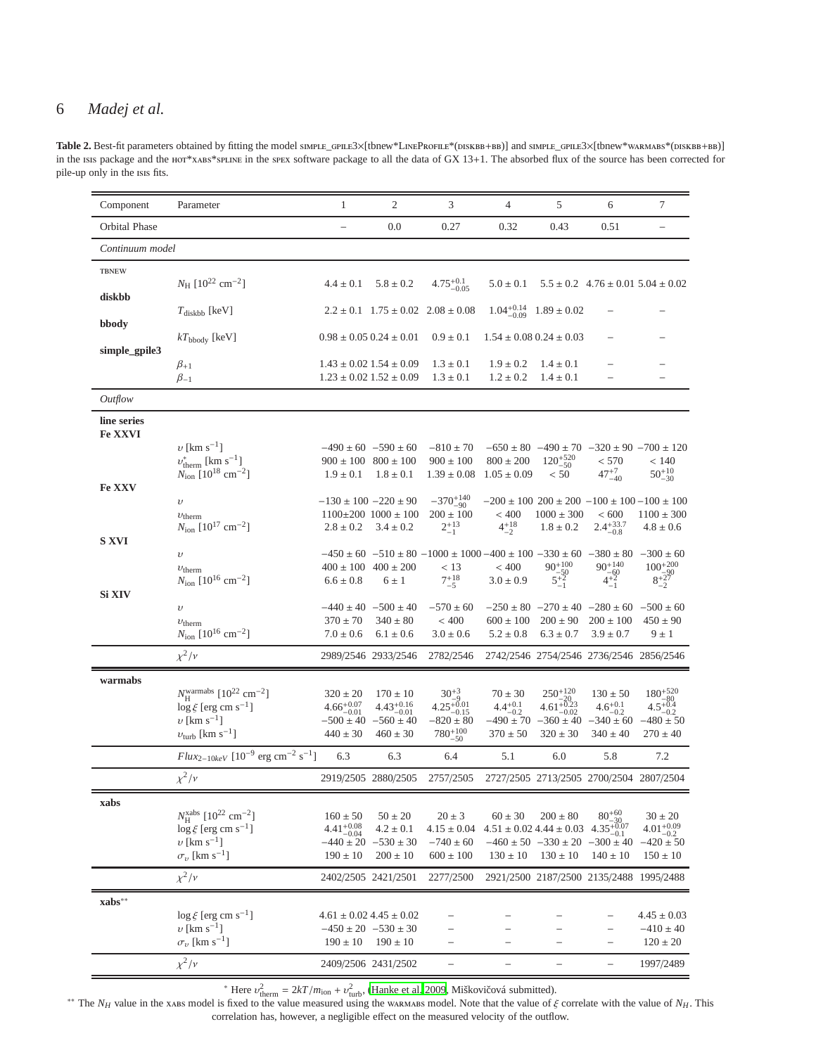**Table 2.** Best-fit parameters obtained by fitting the model SIMPLE_GPILE3×[tbnew*LINEPROFILE*(DISKBB+BB)] and SIMPLE_GPILE3×[tbnew*WARMABS*(DISKBB+BB)] in the ISIS package and the HOT*XABS*SPLINE in the SPEX software package to all the data of GX 13+1. The absorbed flux of the source has been corrected for pile-up only in the ISIS fits.

| Component | Parameter | 1 | 2 | 3 | 4 | 5 | 6 | 7 |
|---|---|---|---|---|---|---|---|---|
| Orbital Phase | | – | 0.0 | 0.27 | 0.32 | 0.43 | 0.51 | – |
| *Continuum model* | | | | | | | | |
| TBNEW | | | | | | | | |
| | $N_{\rm H}$ [$10^{22}$ cm$^{-2}$] | $4.4 \pm 0.1$ | $5.8 \pm 0.2$ | $4.75^{+0.1}_{-0.05}$ | $5.0 \pm 0.1$ | $5.5 \pm 0.2$ | $4.76 \pm 0.01$ | $5.04 \pm 0.02$ |
| **diskbb** | | | | | | | | |
| | $T_{\rm diskbb}$ [keV] | $2.2 \pm 0.1$ | $1.75 \pm 0.02$ | $2.08 \pm 0.08$ | $1.04^{+0.14}_{-0.09}$ | $1.89 \pm 0.02$ | – | – |
| **bbody** | | | | | | | | |
| | $kT_{\rm bbody}$ [keV] | $0.98 \pm 0.05$ | $0.24 \pm 0.01$ | $0.9 \pm 0.1$ | $1.54 \pm 0.08$ | $0.24 \pm 0.03$ | – | – |
| **simple_gpile3** | | | | | | | | |
| | $\beta_{+1}$ | $1.43 \pm 0.02$ | $1.54 \pm 0.09$ | $1.3 \pm 0.1$ | $1.9 \pm 0.2$ | $1.4 \pm 0.1$ | – | – |
| | $\beta_{-1}$ | $1.23 \pm 0.02$ | $1.52 \pm 0.09$ | $1.3 \pm 0.1$ | $1.2 \pm 0.2$ | $1.4 \pm 0.1$ | – | – |
| *Outflow* | | | | | | | | |
| **line series** | | | | | | | | |
| **Fe XXVI** | | | | | | | | |
| | $\upsilon$ [km s$^{-1}$] | $-490 \pm 60$ | $-590 \pm 60$ | $-810 \pm 70$ | $-650 \pm 80$ | $-490 \pm 70$ | $-320 \pm 90$ | $-700 \pm 120$ |
| | $\upsilon^{*}_{\rm therm}$ [km s$^{-1}$] | $900 \pm 100$ | $800 \pm 100$ | $900 \pm 100$ | $800 \pm 200$ | $120^{+520}_{-50}$ | $< 570$ | $< 140$ |
| | $N_{\rm ion}$ [$10^{18}$ cm$^{-2}$] | $1.9 \pm 0.1$ | $1.8 \pm 0.1$ | $1.39 \pm 0.08$ | $1.05 \pm 0.09$ | $< 50$ | $47^{+7}_{-40}$ | $50^{+10}_{-30}$ |
| **Fe XXV** | | | | | | | | |
| | $\upsilon$ | $-130 \pm 100$ | $-220 \pm 90$ | $-370^{+140}_{-90}$ | $-200 \pm 100$ | $200 \pm 200$ | $-100 \pm 100$ | $-100 \pm 100$ |
| | $\upsilon_{\rm therm}$ | $1100 \pm 200$ | $1000 \pm 100$ | $200 \pm 100$ | $< 400$ | $1000 \pm 300$ | $< 600$ | $1100 \pm 300$ |
| | $N_{\rm ion}$ [$10^{17}$ cm$^{-2}$] | $2.8 \pm 0.2$ | $3.4 \pm 0.2$ | $2^{+13}_{-1}$ | $4^{+18}_{-2}$ | $1.8 \pm 0.2$ | $2.4^{+33.7}_{-0.8}$ | $4.8 \pm 0.6$ |
| **S XVI** | | | | | | | | |
| | $\upsilon$ | $-450 \pm 60$ | $-510 \pm 80$ | $-1000 \pm 1000$ | $-400 \pm 100$ | $-330 \pm 60$ | $-380 \pm 80$ | $-300 \pm 60$ |
| | $\upsilon_{\rm therm}$ | $400 \pm 100$ | $400 \pm 200$ | $< 13$ | $< 400$ | $90^{+100}_{-50}$ | $90^{+140}_{-60}$ | $100^{+200}_{-90}$ |
| | $N_{\rm ion}$ [$10^{16}$ cm$^{-2}$] | $6.6 \pm 0.8$ | $6 \pm 1$ | $7^{+18}_{-5}$ | $3.0 \pm 0.9$ | $5^{+2}_{-1}$ | $4^{+2}_{-1}$ | $8^{+27}_{-2}$ |
| **Si XIV** | | | | | | | | |
| | $\upsilon$ | $-440 \pm 40$ | $-500 \pm 40$ | $-570 \pm 60$ | $-250 \pm 80$ | $-270 \pm 40$ | $-280 \pm 60$ | $-500 \pm 60$ |
| | $\upsilon_{\rm therm}$ | $370 \pm 70$ | $340 \pm 80$ | $< 400$ | $600 \pm 100$ | $200 \pm 90$ | $200 \pm 100$ | $450 \pm 90$ |
| | $N_{\rm ion}$ [$10^{16}$ cm$^{-2}$] | $7.0 \pm 0.6$ | $6.1 \pm 0.6$ | $3.0 \pm 0.6$ | $5.2 \pm 0.8$ | $6.3 \pm 0.7$ | $3.9 \pm 0.7$ | $9 \pm 1$ |
| | $\chi^2/\nu$ | 2989/2546 | 2933/2546 | 2782/2546 | 2742/2546 | 2754/2546 | 2736/2546 | 2856/2546 |
| **warmabs** | | | | | | | | |
| | $N_{\rm H}^{\rm warmabs}$ [$10^{22}$ cm$^{-2}$] | $320 \pm 20$ | $170 \pm 10$ | $30^{+3}_{-9}$ | $70 \pm 30$ | $250^{+120}_{-20}$ | $130 \pm 50$ | $180^{+520}_{-80}$ |
| | $\log \xi$ [erg cm s$^{-1}$] | $4.66^{+0.07}_{-0.01}$ | $4.43^{+0.16}_{-0.01}$ | $4.25^{+0.01}_{-0.15}$ | $4.4^{+0.1}_{-0.2}$ | $4.61^{+0.23}_{-0.02}$ | $4.6^{+0.1}_{-0.2}$ | $4.5^{+0.4}_{-0.2}$ |
| | $\upsilon$ [km s$^{-1}$] | $-500 \pm 40$ | $-560 \pm 40$ | $-820 \pm 80$ | $-490 \pm 70$ | $-360 \pm 40$ | $-340 \pm 60$ | $-480 \pm 50$ |
| | $\upsilon_{\rm turb}$ [km s$^{-1}$] | $440 \pm 30$ | $460 \pm 30$ | $780^{+100}_{-50}$ | $370 \pm 50$ | $320 \pm 30$ | $340 \pm 40$ | $270 \pm 40$ |
| | $Flux_{2-10keV}$ [$10^{-9}$ erg cm$^{-2}$ s$^{-1}$] | 6.3 | 6.3 | 6.4 | 5.1 | 6.0 | 5.8 | 7.2 |
| | $\chi^2/\nu$ | 2919/2505 | 2880/2505 | 2757/2505 | 2727/2505 | 2713/2505 | 2700/2504 | 2807/2504 |
| **xabs** | | | | | | | | |
| | $N_{\rm H}^{\rm xabs}$ [$10^{22}$ cm$^{-2}$] | $160 \pm 50$ | $50 \pm 20$ | $20 \pm 3$ | $60 \pm 30$ | $200 \pm 80$ | $80^{+60}_{-30}$ | $30 \pm 20$ |
| | $\log \xi$ [erg cm s$^{-1}$] | $4.41^{+0.08}_{-0.04}$ | $4.2 \pm 0.1$ | $4.15 \pm 0.04$ | $4.51 \pm 0.02$ | $4.44 \pm 0.03$ | $4.35^{+0.07}_{-0.1}$ | $4.01^{+0.09}_{-0.2}$ |
| | $\upsilon$ [km s$^{-1}$] | $-440 \pm 20$ | $-530 \pm 30$ | $-740 \pm 60$ | $-460 \pm 50$ | $-330 \pm 20$ | $-300 \pm 40$ | $-420 \pm 50$ |
| | $\sigma_\upsilon$ [km s$^{-1}$] | $190 \pm 10$ | $200 \pm 10$ | $600 \pm 100$ | $130 \pm 10$ | $130 \pm 10$ | $140 \pm 10$ | $150 \pm 10$ |
| | $\chi^2/\nu$ | 2402/2505 | 2421/2501 | 2277/2500 | 2921/2500 | 2187/2500 | 2135/2488 | 1995/2488 |
| **xabs**** | | | | | | | | |
| | $\log \xi$ [erg cm s$^{-1}$] | $4.61 \pm 0.02$ | $4.45 \pm 0.02$ | – | – | – | – | $4.45 \pm 0.03$ |
| | $\upsilon$ [km s$^{-1}$] | $-450 \pm 20$ | $-530 \pm 30$ | – | – | – | – | $-410 \pm 40$ |
| | $\sigma_\upsilon$ [km s$^{-1}$] | $190 \pm 10$ | $190 \pm 10$ | – | – | – | – | $120 \pm 20$ |
| | $\chi^2/\nu$ | 2409/2506 | 2431/2502 | – | – | – | – | 1997/2489 |

* Here $\upsilon^2_{\rm therm} = 2kT/m_{\rm ion} + \upsilon^2_{\rm turb}$, (Hanke et al. 2009, Miškovičová submitted).

** The $N_H$ value in the XABS model is fixed to the value measured using the WARMABS model. Note that the value of $\xi$ correlate with the value of $N_H$. This correlation has, however, a negligible effect on the measured velocity of the outflow.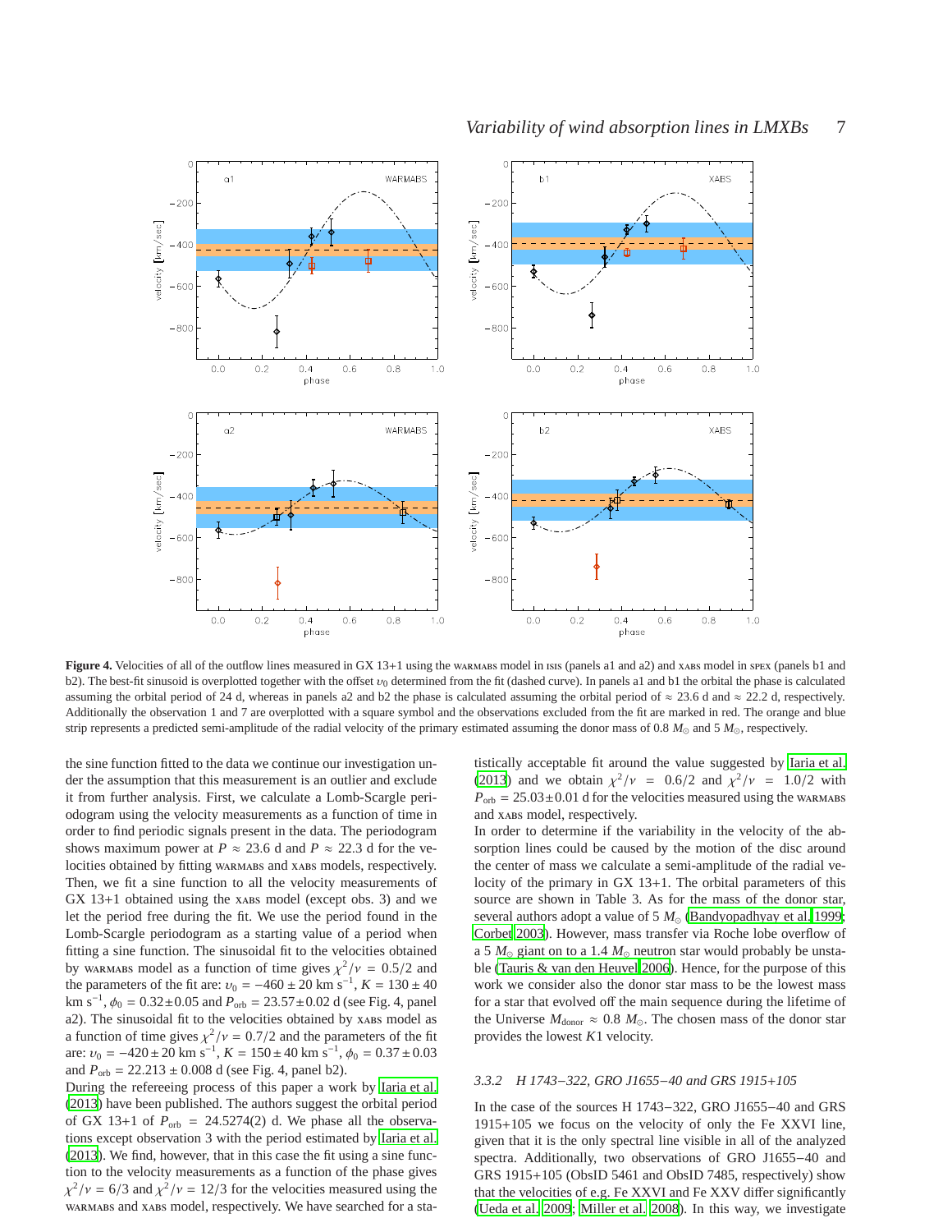**Figure 4.** Velocities of all of the outflow lines measured in GX 13+1 using the WARMABS model in ISIS (panels a1 and a2) and XABS model in SPEX (panels b1 and b2). The best-fit sinusoid is overplotted together with the offset $v_0$ determined from the fit (dashed curve). In panels a1 and b1 the orbital the phase is calculated assuming the orbital period of 24 d, whereas in panels a2 and b2 the phase is calculated assuming the orbital period of $\approx$ 23.6 d and $\approx$ 22.2 d, respectively. Additionally the observation 1 and 7 are overplotted with a square symbol and the observations excluded from the fit are marked in red. The orange and blue strip represents a predicted semi-amplitude of the radial velocity of the primary estimated assuming the donor mass of 0.8 $M_{\odot}$ and 5 $M_{\odot}$, respectively.

the sine function fitted to the data we continue our investigation under the assumption that this measurement is an outlier and exclude it from further analysis. First, we calculate a Lomb-Scargle periodogram using the velocity measurements as a function of time in order to find periodic signals present in the data. The periodogram shows maximum power at $P \approx 23.6$ d and $P \approx 22.3$ d for the velocities obtained by fitting WARMABS and XABS models, respectively. Then, we fit a sine function to all the velocity measurements of GX 13+1 obtained using the XABS model (except obs. 3) and we let the period free during the fit. We use the period found in the Lomb-Scargle periodogram as a starting value of a period when fitting a sine function. The sinusoidal fit to the velocities obtained by WARMABS model as a function of time gives $\chi^2/\nu = 0.5/2$ and the parameters of the fit are: $v_0 = -460 \pm 20$ km s$^{-1}$, $K = 130 \pm 40$ km s$^{-1}$, $\phi_0 = 0.32 \pm 0.05$ and $P_{\rm orb} = 23.57 \pm 0.02$ d (see Fig. 4, panel a2). The sinusoidal fit to the velocities obtained by XABS model as a function of time gives $\chi^2/\nu = 0.7/2$ and the parameters of the fit are: $v_0 = -420 \pm 20$ km s$^{-1}$, $K = 150 \pm 40$ km s$^{-1}$, $\phi_0 = 0.37 \pm 0.03$ and $P_{\rm orb} = 22.213 \pm 0.008$ d (see Fig. 4, panel b2).

During the refereeing process of this paper a work by Iaria et al. (2013) have been published. The authors suggest the orbital period of GX 13+1 of $P_{\rm orb} = 24.5274(2)$ d. We phase all the observations except observation 3 with the period estimated by Iaria et al. (2013). We find, however, that in this case the fit using a sine function to the velocity measurements as a function of the phase gives $\chi^2/\nu = 6/3$ and $\chi^2/\nu = 12/3$ for the velocities measured using the WARMABS and XABS model, respectively. We have searched for a statistically acceptable fit around the value suggested by Iaria et al. (2013) and we obtain $\chi^2/\nu = 0.6/2$ and $\chi^2/\nu = 1.0/2$ with $P_{\rm orb} = 25.03 \pm 0.01$ d for the velocities measured using the WARMABS and XABS model, respectively.

In order to determine if the variability in the velocity of the absorption lines could be caused by the motion of the disc around the center of mass we calculate a semi-amplitude of the radial velocity of the primary in GX 13+1. The orbital parameters of this source are shown in Table 3. As for the mass of the donor star, several authors adopt a value of 5 $M_{\odot}$ (Bandyopadhyay et al. 1999; Corbet 2003). However, mass transfer via Roche lobe overflow of a 5 $M_{\odot}$ giant on to a 1.4 $M_{\odot}$ neutron star would probably be unstable (Tauris & van den Heuvel 2006). Hence, for the purpose of this work we consider also the donor star mass to be the lowest mass for a star that evolved off the main sequence during the lifetime of the Universe $M_{\rm donor} \approx 0.8$ $M_{\odot}$. The chosen mass of the donor star provides the lowest $K1$ velocity.

### 3.3.2 H 1743−322, GRO J1655−40 and GRS 1915+105

In the case of the sources H 1743−322, GRO J1655−40 and GRS 1915+105 we focus on the velocity of only the Fe XXVI line, given that it is the only spectral line visible in all of the analyzed spectra. Additionally, two observations of GRO J1655−40 and GRS 1915+105 (ObsID 5461 and ObsID 7485, respectively) show that the velocities of e.g. Fe XXVI and Fe XXV differ significantly (Ueda et al. 2009; Miller et al. 2008). In this way, we investigate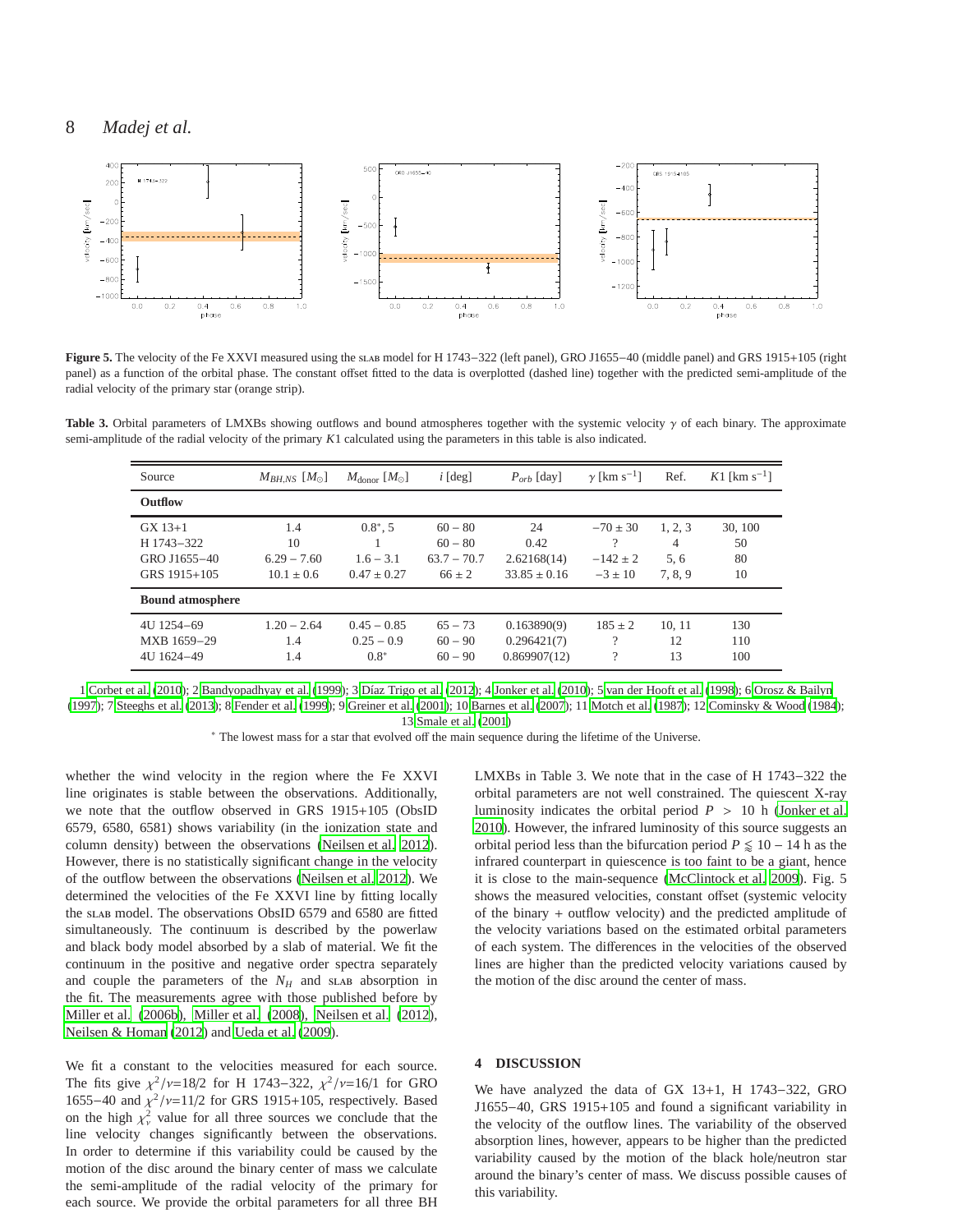**Figure 5.** The velocity of the Fe XXVI measured using the SLAB model for H 1743−322 (left panel), GRO J1655−40 (middle panel) and GRS 1915+105 (right panel) as a function of the orbital phase. The constant offset fitted to the data is overplotted (dashed line) together with the predicted semi-amplitude of the radial velocity of the primary star (orange strip).

**Table 3.** Orbital parameters of LMXBs showing outflows and bound atmospheres together with the systemic velocity $\gamma$ of each binary. The approximate semi-amplitude of the radial velocity of the primary $K1$ calculated using the parameters in this table is also indicated.

| Source | $M_{BH,NS}$ [$M_{\odot}$] | $M_{\rm donor}$ [$M_{\odot}$] | $i$ [deg] | $P_{orb}$ [day] | $\gamma$ [km s$^{-1}$] | Ref. | $K1$ [km s$^{-1}$] |
|---|---|---|---|---|---|---|---|
| **Outflow** | | | | | | | |
| GX 13+1 | 1.4 | $0.8^{*}$, 5 | 60 − 80 | 24 | −70 ± 30 | 1, 2, 3 | 30, 100 |
| H 1743−322 | 10 | 1 | 60 − 80 | 0.42 | ? | 4 | 50 |
| GRO J1655−40 | 6.29 − 7.60 | 1.6 − 3.1 | 63.7 − 70.7 | 2.62168(14) | −142 ± 2 | 5, 6 | 80 |
| GRS 1915+105 | 10.1 ± 0.6 | 0.47 ± 0.27 | 66 ± 2 | 33.85 ± 0.16 | −3 ± 10 | 7, 8, 9 | 10 |
| **Bound atmosphere** | | | | | | | |
| 4U 1254−69 | 1.20 − 2.64 | 0.45 − 0.85 | 65 − 73 | 0.163890(9) | 185 ± 2 | 10, 11 | 130 |
| MXB 1659−29 | 1.4 | 0.25 − 0.9 | 60 − 90 | 0.296421(7) | ? | 12 | 110 |
| 4U 1624−49 | 1.4 | $0.8^{*}$ | 60 − 90 | 0.869907(12) | ? | 13 | 100 |

1 Corbet et al. (2010); 2 Bandyopadhyay et al. (1999); 3 Díaz Trigo et al. (2012); 4 Jonker et al. (2010); 5 van der Hooft et al. (1998); 6 Orosz & Bailyn (1997); 7 Steeghs et al. (2013); 8 Fender et al. (1999); 9 Greiner et al. (2001); 10 Barnes et al. (2007); 11 Motch et al. (1987); 12 Cominsky & Wood (1984); 13 Smale et al. (2001)

* The lowest mass for a star that evolved off the main sequence during the lifetime of the Universe.

whether the wind velocity in the region where the Fe XXVI line originates is stable between the observations. Additionally, we note that the outflow observed in GRS 1915+105 (ObsID 6579, 6580, 6581) shows variability (in the ionization state and column density) between the observations (Neilsen et al. 2012). However, there is no statistically significant change in the velocity of the outflow between the observations (Neilsen et al. 2012). We determined the velocities of the Fe XXVI line by fitting locally the SLAB model. The observations ObsID 6579 and 6580 are fitted simultaneously. The continuum is described by the powerlaw and black body model absorbed by a slab of material. We fit the continuum in the positive and negative order spectra separately and couple the parameters of the $N_H$ and SLAB absorption in the fit. The measurements agree with those published before by Miller et al. (2006b), Miller et al. (2008), Neilsen et al. (2012), Neilsen & Homan (2012) and Ueda et al. (2009).

We fit a constant to the velocities measured for each source. The fits give $\chi^2/\nu$=18/2 for H 1743−322, $\chi^2/\nu$=16/1 for GRO 1655−40 and $\chi^2/\nu$=11/2 for GRS 1915+105, respectively. Based on the high $\chi^2_\nu$ value for all three sources we conclude that the line velocity changes significantly between the observations. In order to determine if this variability could be caused by the motion of the disc around the binary center of mass we calculate the semi-amplitude of the radial velocity of the primary for each source. We provide the orbital parameters for all three BH LMXBs in Table 3. We note that in the case of H 1743−322 the orbital parameters are not well constrained. The quiescent X-ray luminosity indicates the orbital period $P$ > 10 h (Jonker et al. 2010). However, the infrared luminosity of this source suggests an orbital period less than the bifurcation period $P \lessapprox 10-14$ h as the infrared counterpart in quiescence is too faint to be a giant, hence it is close to the main-sequence (McClintock et al. 2009). Fig. 5 shows the measured velocities, constant offset (systemic velocity of the binary + outflow velocity) and the predicted amplitude of the velocity variations based on the estimated orbital parameters of each system. The differences in the velocities of the observed lines are higher than the predicted velocity variations caused by the motion of the disc around the center of mass.

## 4 DISCUSSION

We have analyzed the data of GX 13+1, H 1743−322, GRO J1655−40, GRS 1915+105 and found a significant variability in the velocity of the outflow lines. The variability of the observed absorption lines, however, appears to be higher than the predicted variability caused by the motion of the black hole/neutron star around the binary's center of mass. We discuss possible causes of this variability.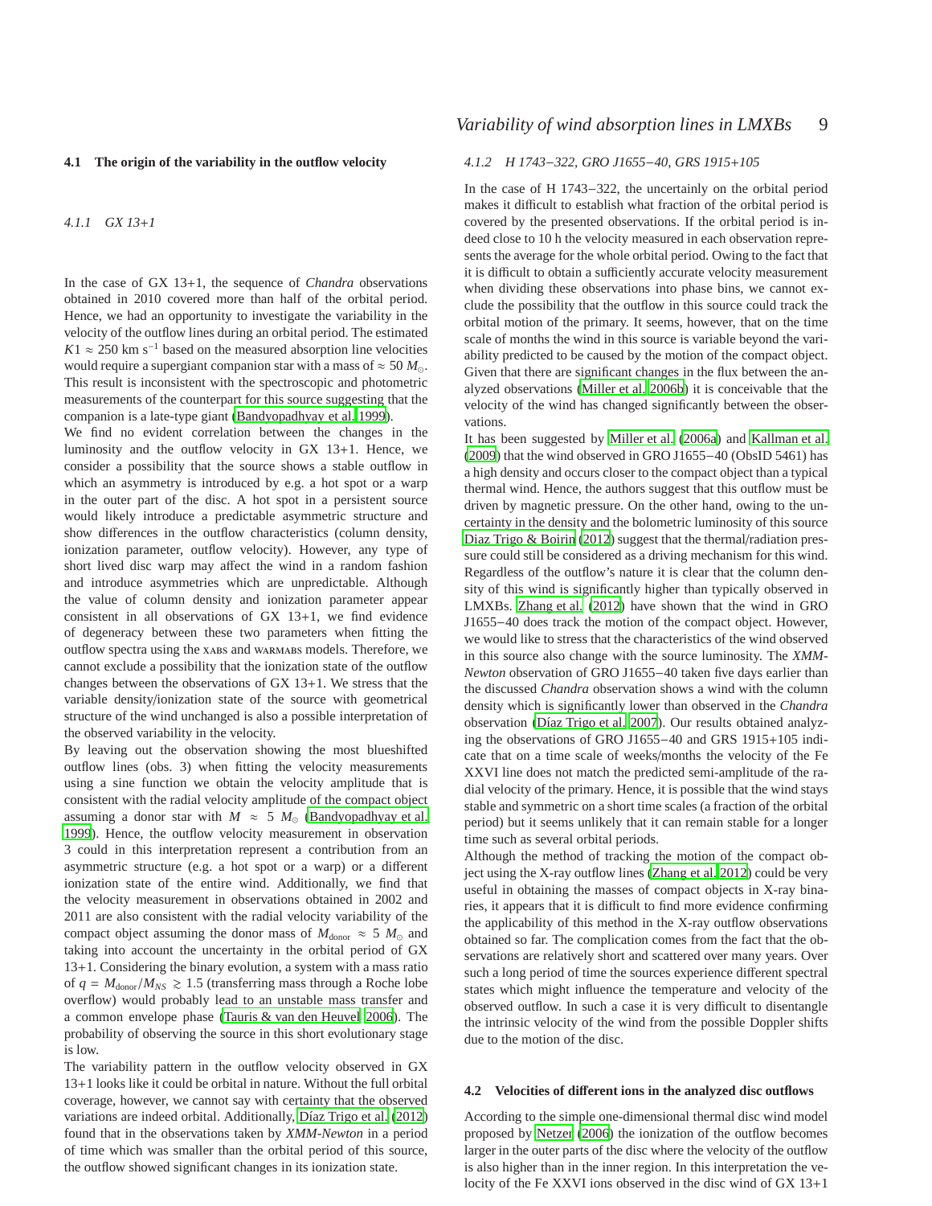### 4.1 The origin of the variability in the outflow velocity

#### 4.1.1 GX 13+1

In the case of GX 13+1, the sequence of *Chandra* observations obtained in 2010 covered more than half of the orbital period. Hence, we had an opportunity to investigate the variability in the velocity of the outflow lines during an orbital period. The estimated $K1 \approx 250$ km s$^{-1}$ based on the measured absorption line velocities would require a supergiant companion star with a mass of $\approx 50\ M_{\odot}$. This result is inconsistent with the spectroscopic and photometric measurements of the counterpart for this source suggesting that the companion is a late-type giant (Bandyopadhyay et al. 1999).

We find no evident correlation between the changes in the luminosity and the outflow velocity in GX 13+1. Hence, we consider a possibility that the source shows a stable outflow in which an asymmetry is introduced by e.g. a hot spot or a warp in the outer part of the disc. A hot spot in a persistent source would likely introduce a predictable asymmetric structure and show differences in the outflow characteristics (column density, ionization parameter, outflow velocity). However, any type of short lived disc warp may affect the wind in a random fashion and introduce asymmetries which are unpredictable. Although the value of column density and ionization parameter appear consistent in all observations of GX 13+1, we find evidence of degeneracy between these two parameters when fitting the outflow spectra using the XABS and WARMABS models. Therefore, we cannot exclude a possibility that the ionization state of the outflow changes between the observations of GX 13+1. We stress that the variable density/ionization state of the source with geometrical structure of the wind unchanged is also a possible interpretation of the observed variability in the velocity.

By leaving out the observation showing the most blueshifted outflow lines (obs. 3) when fitting the velocity measurements using a sine function we obtain the velocity amplitude that is consistent with the radial velocity amplitude of the compact object assuming a donor star with $M \approx 5\ M_{\odot}$ (Bandyopadhyay et al. 1999). Hence, the outflow velocity measurement in observation 3 could in this interpretation represent a contribution from an asymmetric structure (e.g. a hot spot or a warp) or a different ionization state of the entire wind. Additionally, we find that the velocity measurement in observations obtained in 2002 and 2011 are also consistent with the radial velocity variability of the compact object assuming the donor mass of $M_{\rm donor} \approx 5\ M_{\odot}$ and taking into account the uncertainty in the orbital period of GX 13+1. Considering the binary evolution, a system with a mass ratio of $q = M_{\rm donor}/M_{NS} \gtrsim 1.5$ (transferring mass through a Roche lobe overflow) would probably lead to an unstable mass transfer and a common envelope phase (Tauris & van den Heuvel 2006). The probability of observing the source in this short evolutionary stage is low.

The variability pattern in the outflow velocity observed in GX 13+1 looks like it could be orbital in nature. Without the full orbital coverage, however, we cannot say with certainty that the observed variations are indeed orbital. Additionally, Díaz Trigo et al. (2012) found that in the observations taken by *XMM-Newton* in a period of time which was smaller than the orbital period of this source, the outflow showed significant changes in its ionization state.

#### 4.1.2 H 1743−322, GRO J1655−40, GRS 1915+105

In the case of H 1743−322, the uncertainly on the orbital period makes it difficult to establish what fraction of the orbital period is covered by the presented observations. If the orbital period is indeed close to 10 h the velocity measured in each observation represents the average for the whole orbital period. Owing to the fact that it is difficult to obtain a sufficiently accurate velocity measurement when dividing these observations into phase bins, we cannot exclude the possibility that the outflow in this source could track the orbital motion of the primary. It seems, however, that on the time scale of months the wind in this source is variable beyond the variability predicted to be caused by the motion of the compact object. Given that there are significant changes in the flux between the analyzed observations (Miller et al. 2006b) it is conceivable that the velocity of the wind has changed significantly between the observations.

It has been suggested by Miller et al. (2006a) and Kallman et al. (2009) that the wind observed in GRO J1655−40 (ObsID 5461) has a high density and occurs closer to the compact object than a typical thermal wind. Hence, the authors suggest that this outflow must be driven by magnetic pressure. On the other hand, owing to the uncertainty in the density and the bolometric luminosity of this source Diaz Trigo & Boirin (2012) suggest that the thermal/radiation pressure could still be considered as a driving mechanism for this wind. Regardless of the outflow's nature it is clear that the column density of this wind is significantly higher than typically observed in LMXBs. Zhang et al. (2012) have shown that the wind in GRO J1655−40 does track the motion of the compact object. However, we would like to stress that the characteristics of the wind observed in this source also change with the source luminosity. The *XMM-Newton* observation of GRO J1655−40 taken five days earlier than the discussed *Chandra* observation shows a wind with the column density which is significantly lower than observed in the *Chandra* observation (Díaz Trigo et al. 2007). Our results obtained analyzing the observations of GRO J1655−40 and GRS 1915+105 indicate that on a time scale of weeks/months the velocity of the Fe XXVI line does not match the predicted semi-amplitude of the radial velocity of the primary. Hence, it is possible that the wind stays stable and symmetric on a short time scales (a fraction of the orbital period) but it seems unlikely that it can remain stable for a longer time such as several orbital periods.

Although the method of tracking the motion of the compact object using the X-ray outflow lines (Zhang et al. 2012) could be very useful in obtaining the masses of compact objects in X-ray binaries, it appears that it is difficult to find more evidence confirming the applicability of this method in the X-ray outflow observations obtained so far. The complication comes from the fact that the observations are relatively short and scattered over many years. Over such a long period of time the sources experience different spectral states which might influence the temperature and velocity of the observed outflow. In such a case it is very difficult to disentangle the intrinsic velocity of the wind from the possible Doppler shifts due to the motion of the disc.

### 4.2 Velocities of different ions in the analyzed disc outflows

According to the simple one-dimensional thermal disc wind model proposed by Netzer (2006) the ionization of the outflow becomes larger in the outer parts of the disc where the velocity of the outflow is also higher than in the inner region. In this interpretation the velocity of the Fe XXVI ions observed in the disc wind of GX 13+1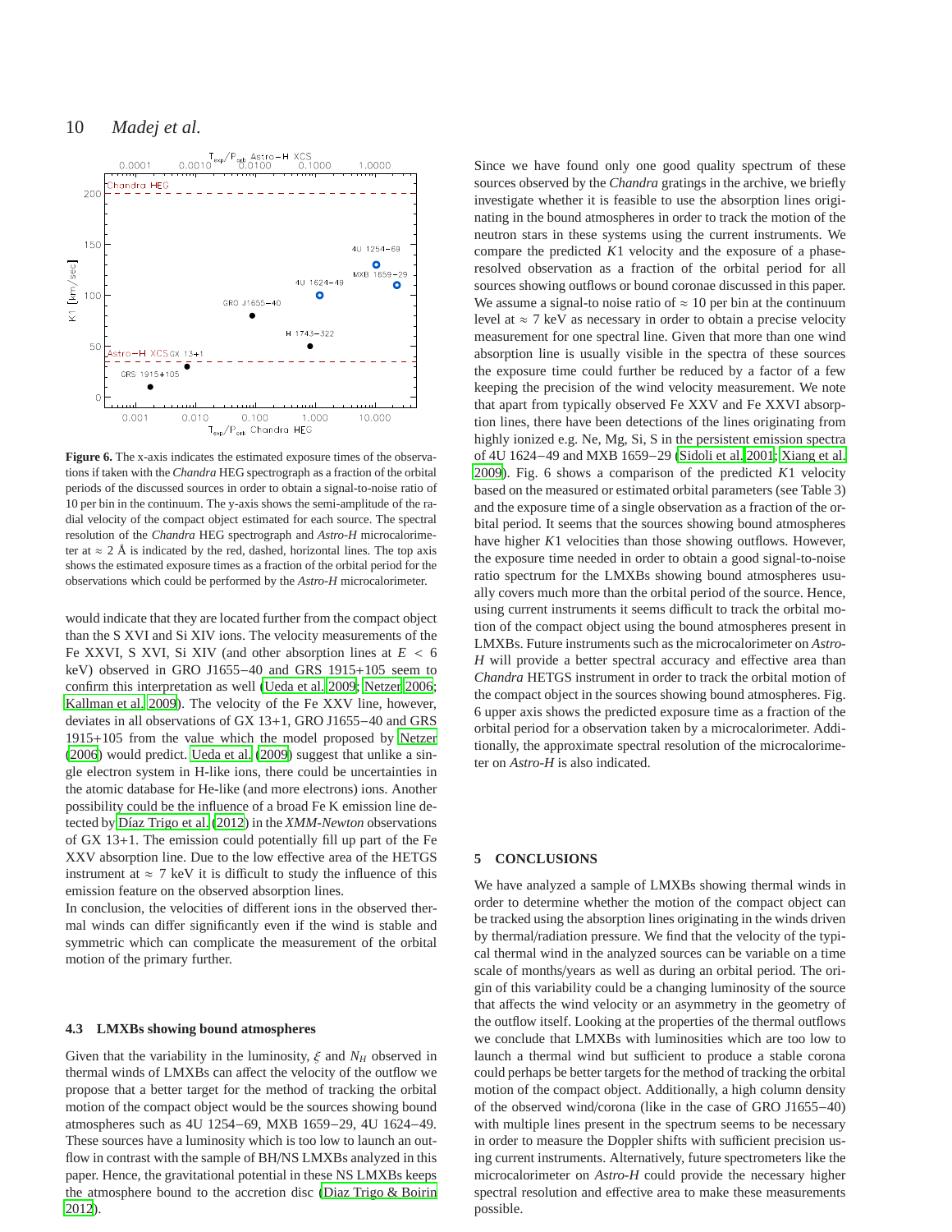Figure 6. The x-axis indicates the estimated exposure times of the observations if taken with the *Chandra* HEG spectrograph as a fraction of the orbital periods of the discussed sources in order to obtain a signal-to-noise ratio of 10 per bin in the continuum. The y-axis shows the semi-amplitude of the radial velocity of the compact object estimated for each source. The spectral resolution of the *Chandra* HEG spectrograph and *Astro-H* microcalorimeter at ≈ 2 Å is indicated by the red, dashed, horizontal lines. The top axis shows the estimated exposure times as a fraction of the orbital period for the observations which could be performed by the *Astro-H* microcalorimeter.

would indicate that they are located further from the compact object than the S XVI and Si XIV ions. The velocity measurements of the Fe XXVI, S XVI, Si XIV (and other absorption lines at $E < 6$ keV) observed in GRO J1655−40 and GRS 1915+105 seem to confirm this interpretation as well (Ueda et al. 2009; Netzer 2006; Kallman et al. 2009). The velocity of the Fe XXV line, however, deviates in all observations of GX 13+1, GRO J1655−40 and GRS 1915+105 from the value which the model proposed by Netzer (2006) would predict. Ueda et al. (2009) suggest that unlike a single electron system in H-like ions, there could be uncertainties in the atomic database for He-like (and more electrons) ions. Another possibility could be the influence of a broad Fe K emission line detected by Díaz Trigo et al. (2012) in the *XMM-Newton* observations of GX 13+1. The emission could potentially fill up part of the Fe XXV absorption line. Due to the low effective area of the HETGS instrument at ≈ 7 keV it is difficult to study the influence of this emission feature on the observed absorption lines.
In conclusion, the velocities of different ions in the observed thermal winds can differ significantly even if the wind is stable and symmetric which can complicate the measurement of the orbital motion of the primary further.

### 4.3 LMXBs showing bound atmospheres

Given that the variability in the luminosity, $\xi$ and $N_H$ observed in thermal winds of LMXBs can affect the velocity of the outflow we propose that a better target for the method of tracking the orbital motion of the compact object would be the sources showing bound atmospheres such as 4U 1254−69, MXB 1659−29, 4U 1624−49. These sources have a luminosity which is too low to launch an outflow in contrast with the sample of BH/NS LMXBs analyzed in this paper. Hence, the gravitational potential in these NS LMXBs keeps the atmosphere bound to the accretion disc (Diaz Trigo & Boirin 2012).

Since we have found only one good quality spectrum of these sources observed by the *Chandra* gratings in the archive, we briefly investigate whether it is feasible to use the absorption lines originating in the bound atmospheres in order to track the motion of the neutron stars in these systems using the current instruments. We compare the predicted $K1$ velocity and the exposure of a phase-resolved observation as a fraction of the orbital period for all sources showing outflows or bound coronae discussed in this paper. We assume a signal-to noise ratio of ≈ 10 per bin at the continuum level at ≈ 7 keV as necessary in order to obtain a precise velocity measurement for one spectral line. Given that more than one wind absorption line is usually visible in the spectra of these sources the exposure time could further be reduced by a factor of a few keeping the precision of the wind velocity measurement. We note that apart from typically observed Fe XXV and Fe XXVI absorption lines, there have been detections of the lines originating from highly ionized e.g. Ne, Mg, Si, S in the persistent emission spectra of 4U 1624−49 and MXB 1659−29 (Sidoli et al. 2001; Xiang et al. 2009). Fig. 6 shows a comparison of the predicted $K1$ velocity based on the measured or estimated orbital parameters (see Table 3) and the exposure time of a single observation as a fraction of the orbital period. It seems that the sources showing bound atmospheres have higher $K1$ velocities than those showing outflows. However, the exposure time needed in order to obtain a good signal-to-noise ratio spectrum for the LMXBs showing bound atmospheres usually covers much more than the orbital period of the source. Hence, using current instruments it seems difficult to track the orbital motion of the compact object using the bound atmospheres present in LMXBs. Future instruments such as the microcalorimeter on *Astro-H* will provide a better spectral accuracy and effective area than *Chandra* HETGS instrument in order to track the orbital motion of the compact object in the sources showing bound atmospheres. Fig. 6 upper axis shows the predicted exposure time as a fraction of the orbital period for a observation taken by a microcalorimeter. Additionally, the approximate spectral resolution of the microcalorimeter on *Astro-H* is also indicated.

## 5 CONCLUSIONS

We have analyzed a sample of LMXBs showing thermal winds in order to determine whether the motion of the compact object can be tracked using the absorption lines originating in the winds driven by thermal/radiation pressure. We find that the velocity of the typical thermal wind in the analyzed sources can be variable on a time scale of months/years as well as during an orbital period. The origin of this variability could be a changing luminosity of the source that affects the wind velocity or an asymmetry in the geometry of the outflow itself. Looking at the properties of the thermal outflows we conclude that LMXBs with luminosities which are too low to launch a thermal wind but sufficient to produce a stable corona could perhaps be better targets for the method of tracking the orbital motion of the compact object. Additionally, a high column density of the observed wind/corona (like in the case of GRO J1655−40) with multiple lines present in the spectrum seems to be necessary in order to measure the Doppler shifts with sufficient precision using current instruments. Alternatively, future spectrometers like the microcalorimeter on *Astro-H* could provide the necessary higher spectral resolution and effective area to make these measurements possible.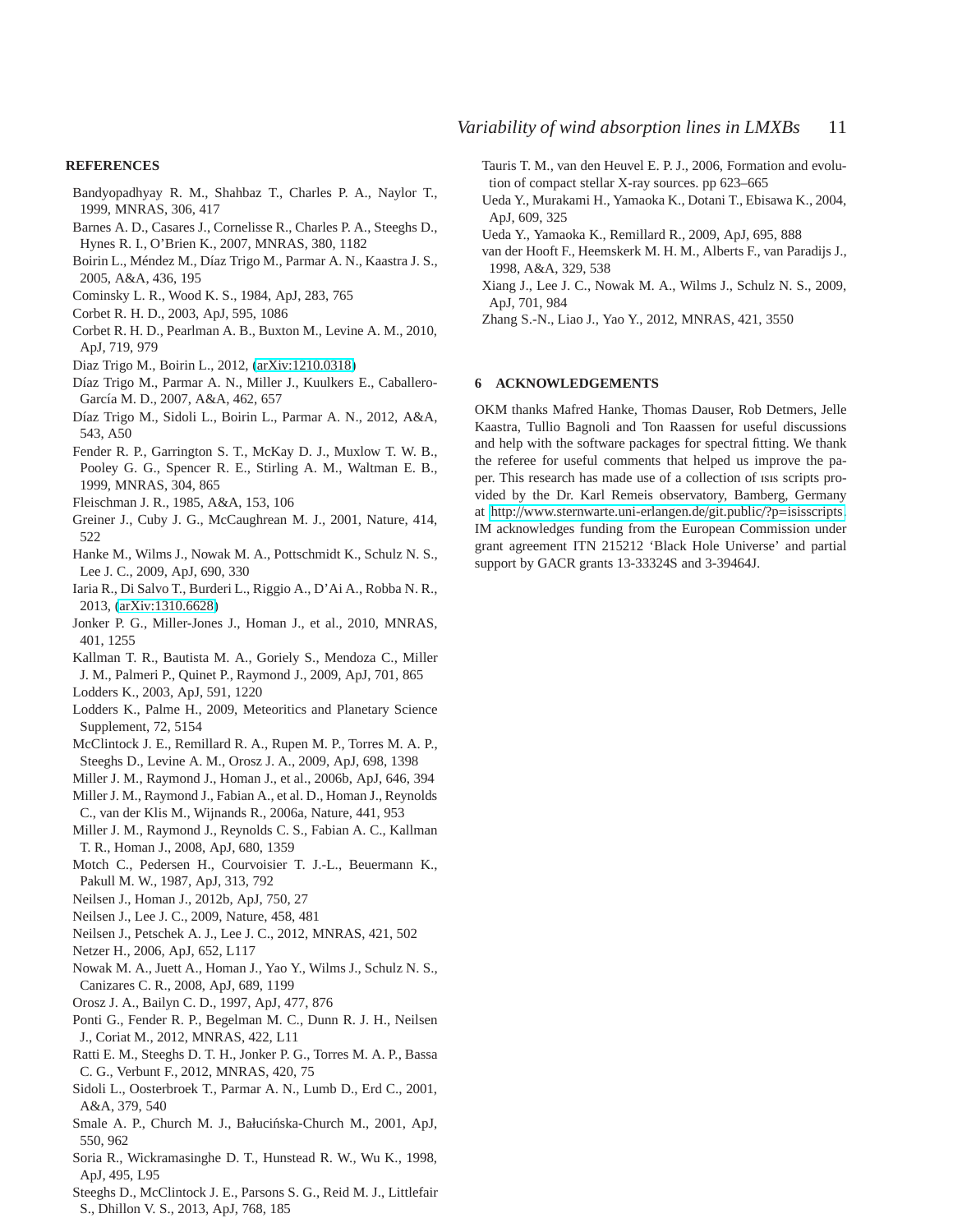## REFERENCES

Bandyopadhyay R. M., Shahbaz T., Charles P. A., Naylor T., 1999, MNRAS, 306, 417

Barnes A. D., Casares J., Cornelisse R., Charles P. A., Steeghs D., Hynes R. I., O'Brien K., 2007, MNRAS, 380, 1182

Boirin L., Méndez M., Díaz Trigo M., Parmar A. N., Kaastra J. S., 2005, A&A, 436, 195

Cominsky L. R., Wood K. S., 1984, ApJ, 283, 765

Corbet R. H. D., 2003, ApJ, 595, 1086

Corbet R. H. D., Pearlman A. B., Buxton M., Levine A. M., 2010, ApJ, 719, 979

Diaz Trigo M., Boirin L., 2012, (arXiv:1210.0318)

Díaz Trigo M., Parmar A. N., Miller J., Kuulkers E., Caballero-García M. D., 2007, A&A, 462, 657

Díaz Trigo M., Sidoli L., Boirin L., Parmar A. N., 2012, A&A, 543, A50

Fender R. P., Garrington S. T., McKay D. J., Muxlow T. W. B., Pooley G. G., Spencer R. E., Stirling A. M., Waltman E. B., 1999, MNRAS, 304, 865

Fleischman J. R., 1985, A&A, 153, 106

Greiner J., Cuby J. G., McCaughrean M. J., 2001, Nature, 414, 522

Hanke M., Wilms J., Nowak M. A., Pottschmidt K., Schulz N. S., Lee J. C., 2009, ApJ, 690, 330

Iaria R., Di Salvo T., Burderi L., Riggio A., D'Ai A., Robba N. R., 2013, (arXiv:1310.6628)

Jonker P. G., Miller-Jones J., Homan J., et al., 2010, MNRAS, 401, 1255

Kallman T. R., Bautista M. A., Goriely S., Mendoza C., Miller J. M., Palmeri P., Quinet P., Raymond J., 2009, ApJ, 701, 865

Lodders K., 2003, ApJ, 591, 1220

Lodders K., Palme H., 2009, Meteoritics and Planetary Science Supplement, 72, 5154

McClintock J. E., Remillard R. A., Rupen M. P., Torres M. A. P., Steeghs D., Levine A. M., Orosz J. A., 2009, ApJ, 698, 1398

Miller J. M., Raymond J., Homan J., et al., 2006b, ApJ, 646, 394

Miller J. M., Raymond J., Fabian A., et al. D., Homan J., Reynolds C., van der Klis M., Wijnands R., 2006a, Nature, 441, 953

Miller J. M., Raymond J., Reynolds C. S., Fabian A. C., Kallman T. R., Homan J., 2008, ApJ, 680, 1359

Motch C., Pedersen H., Courvoisier T. J.-L., Beuermann K., Pakull M. W., 1987, ApJ, 313, 792

Neilsen J., Homan J., 2012b, ApJ, 750, 27

Neilsen J., Lee J. C., 2009, Nature, 458, 481

Neilsen J., Petschek A. J., Lee J. C., 2012, MNRAS, 421, 502

Netzer H., 2006, ApJ, 652, L117

Nowak M. A., Juett A., Homan J., Yao Y., Wilms J., Schulz N. S., Canizares C. R., 2008, ApJ, 689, 1199

Orosz J. A., Bailyn C. D., 1997, ApJ, 477, 876

Ponti G., Fender R. P., Begelman M. C., Dunn R. J. H., Neilsen J., Coriat M., 2012, MNRAS, 422, L11

Ratti E. M., Steeghs D. T. H., Jonker P. G., Torres M. A. P., Bassa C. G., Verbunt F., 2012, MNRAS, 420, 75

Sidoli L., Oosterbroek T., Parmar A. N., Lumb D., Erd C., 2001, A&A, 379, 540

Smale A. P., Church M. J., Bałucińska-Church M., 2001, ApJ, 550, 962

Soria R., Wickramasinghe D. T., Hunstead R. W., Wu K., 1998, ApJ, 495, L95

Steeghs D., McClintock J. E., Parsons S. G., Reid M. J., Littlefair S., Dhillon V. S., 2013, ApJ, 768, 185

Tauris T. M., van den Heuvel E. P. J., 2006, Formation and evolution of compact stellar X-ray sources. pp 623–665

Ueda Y., Murakami H., Yamaoka K., Dotani T., Ebisawa K., 2004, ApJ, 609, 325

Ueda Y., Yamaoka K., Remillard R., 2009, ApJ, 695, 888

van der Hooft F., Heemskerk M. H. M., Alberts F., van Paradijs J., 1998, A&A, 329, 538

Xiang J., Lee J. C., Nowak M. A., Wilms J., Schulz N. S., 2009, ApJ, 701, 984

Zhang S.-N., Liao J., Yao Y., 2012, MNRAS, 421, 3550

## 6 ACKNOWLEDGEMENTS

OKM thanks Mafred Hanke, Thomas Dauser, Rob Detmers, Jelle Kaastra, Tullio Bagnoli and Ton Raassen for useful discussions and help with the software packages for spectral fitting. We thank the referee for useful comments that helped us improve the paper. This research has made use of a collection of ISIS scripts provided by the Dr. Karl Remeis observatory, Bamberg, Germany at http://www.sternwarte.uni-erlangen.de/git.public/?p=isisscripts. IM acknowledges funding from the European Commission under grant agreement ITN 215212 'Black Hole Universe' and partial support by GACR grants 13-33324S and 3-39464J.